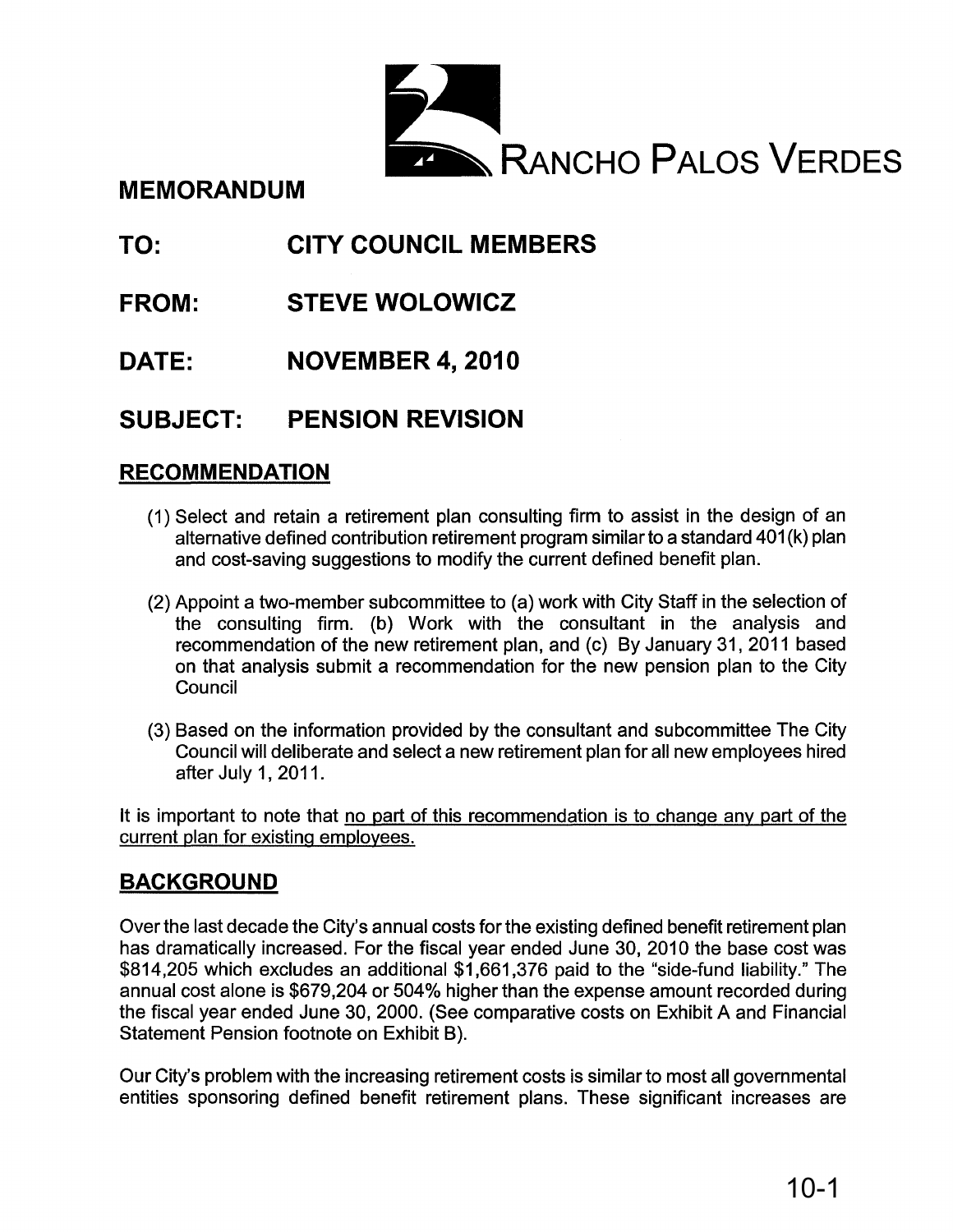RANCHO PALOS VERDES

# MEMORANDUM

**TO: CITY COUNCIL MEMBERS**

**FROM: STEVE WOLOWICZ**

**DATE: NOVEMBER 4, 2010**

**SUBJECT: PENSION REVISION**

## RECOMMENDATION

(1) Select and retain a retirement plan consulting firm to assist in the design of an alternative defined contribution retirement program similar to a standard 401(k) plan and cost-saving suggestions to modify the current defined benefit plan.

(2) Appoint a two-member subcommittee to (a) work with City Staff in the selection of the consulting firm. (b) Work with the consultant in the analysis and recommendation of the new retirement plan, and (c) By January 31, 2011 based on that analysis submit a recommendation for the new pension plan to the City Council

(3) Based on the information provided by the consultant and subcommittee The City Council will deliberate and select a new retirement plan for all new employees hired after July 1, 2011.

It is important to note that <u>no part of this recommendation is to change any part of the current plan for existing employees.</u>

## BACKGROUND

Over the last decade the City's annual costs for the existing defined benefit retirement plan has dramatically increased. For the fiscal year ended June 30, 2010 the base cost was $814,205 which excludes an additional $1,661,376 paid to the "side-fund liability." The annual cost alone is $679,204 or 504% higher than the expense amount recorded during the fiscal year ended June 30, 2000. (See comparative costs on Exhibit A and Financial Statement Pension footnote on Exhibit B).

Our City's problem with the increasing retirement costs is similar to most all governmental entities sponsoring defined benefit retirement plans. These significant increases are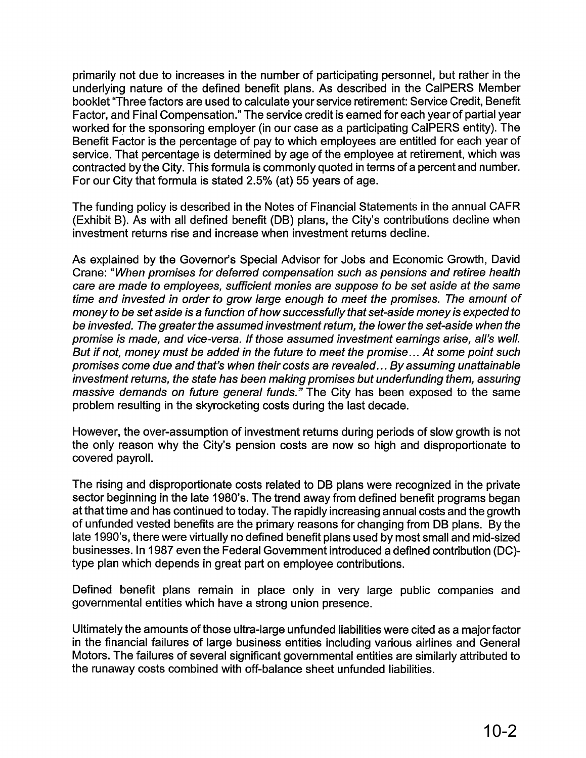primarily not due to increases in the number of participating personnel, but rather in the underlying nature of the defined benefit plans. As described in the CalPERS Member booklet "Three factors are used to calculate your service retirement: Service Credit, Benefit Factor, and Final Compensation." The service credit is earned for each year of partial year worked for the sponsoring employer (in our case as a participating CalPERS entity). The Benefit Factor is the percentage of pay to which employees are entitled for each year of service. That percentage is determined by age of the employee at retirement, which was contracted by the City. This formula is commonly quoted in terms of a percent and number. For our City that formula is stated 2.5% (at) 55 years of age.

The funding policy is described in the Notes of Financial Statements in the annual CAFR (Exhibit B). As with all defined benefit (DB) plans, the City's contributions decline when investment returns rise and increase when investment returns decline.

As explained by the Governor's Special Advisor for Jobs and Economic Growth, David Crane: "*When promises for deferred compensation such as pensions and retiree health care are made to employees, sufficient monies are suppose to be set aside at the same time and invested in order to grow large enough to meet the promises. The amount of money to be set aside is a function of how successfully that set-aside money is expected to be invested. The greater the assumed investment return, the lower the set-aside when the promise is made, and vice-versa. If those assumed investment earnings arise, all's well. But if not, money must be added in the future to meet the promise… At some point such promises come due and that's when their costs are revealed… By assuming unattainable investment returns, the state has been making promises but underfunding them, assuring massive demands on future general funds.*" The City has been exposed to the same problem resulting in the skyrocketing costs during the last decade.

However, the over-assumption of investment returns during periods of slow growth is not the only reason why the City's pension costs are now so high and disproportionate to covered payroll.

The rising and disproportionate costs related to DB plans were recognized in the private sector beginning in the late 1980's. The trend away from defined benefit programs began at that time and has continued to today. The rapidly increasing annual costs and the growth of unfunded vested benefits are the primary reasons for changing from DB plans. By the late 1990's, there were virtually no defined benefit plans used by most small and mid-sized businesses. In 1987 even the Federal Government introduced a defined contribution (DC)-type plan which depends in great part on employee contributions.

Defined benefit plans remain in place only in very large public companies and governmental entities which have a strong union presence.

Ultimately the amounts of those ultra-large unfunded liabilities were cited as a major factor in the financial failures of large business entities including various airlines and General Motors. The failures of several significant governmental entities are similarly attributed to the runaway costs combined with off-balance sheet unfunded liabilities.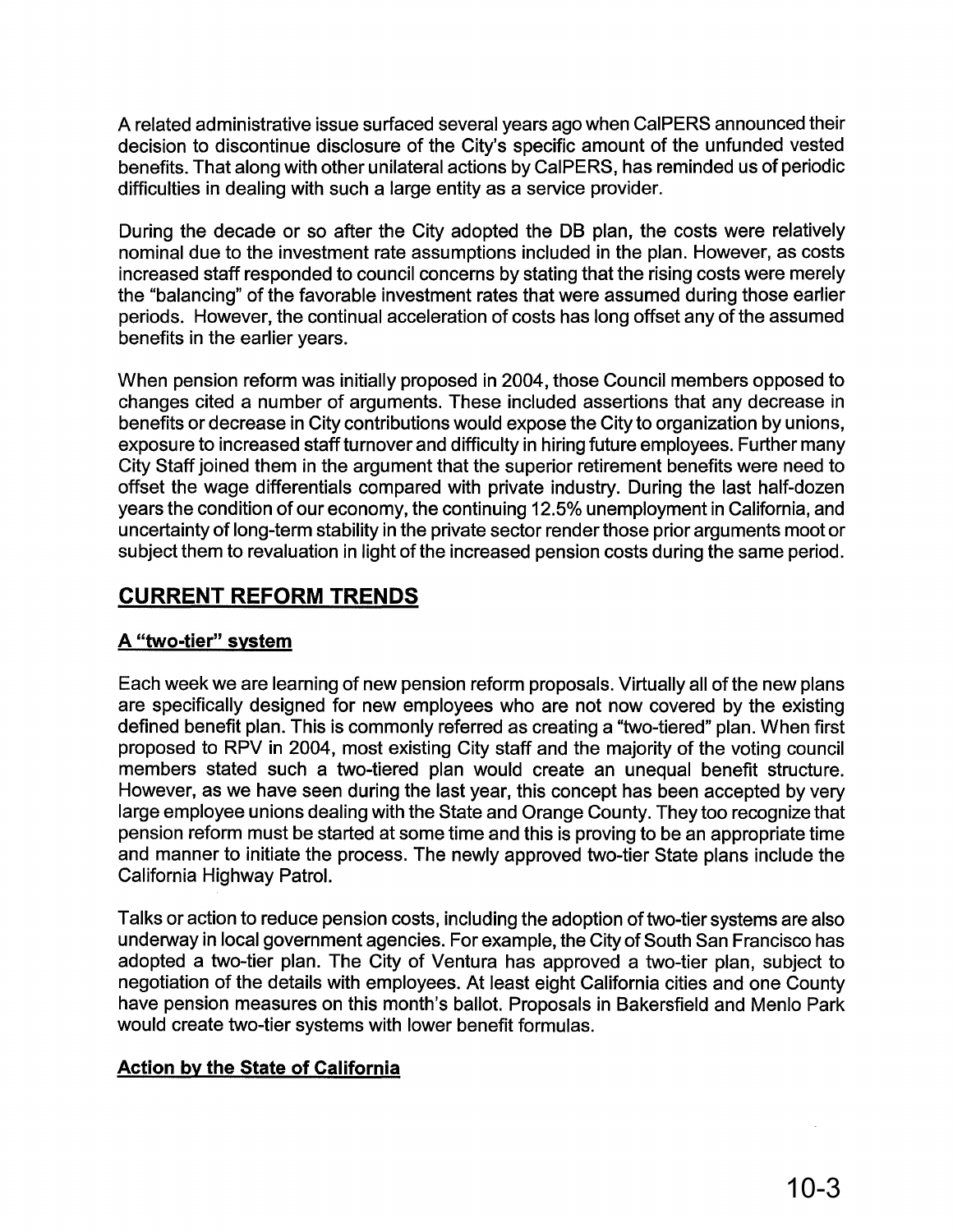A related administrative issue surfaced several years ago when CalPERS announced their decision to discontinue disclosure of the City's specific amount of the unfunded vested benefits. That along with other unilateral actions by CalPERS, has reminded us of periodic difficulties in dealing with such a large entity as a service provider.

During the decade or so after the City adopted the DB plan, the costs were relatively nominal due to the investment rate assumptions included in the plan. However, as costs increased staff responded to council concerns by stating that the rising costs were merely the "balancing" of the favorable investment rates that were assumed during those earlier periods. However, the continual acceleration of costs has long offset any of the assumed benefits in the earlier years.

When pension reform was initially proposed in 2004, those Council members opposed to changes cited a number of arguments. These included assertions that any decrease in benefits or decrease in City contributions would expose the City to organization by unions, exposure to increased staff turnover and difficulty in hiring future employees. Further many City Staff joined them in the argument that the superior retirement benefits were need to offset the wage differentials compared with private industry. During the last half-dozen years the condition of our economy, the continuing 12.5% unemployment in California, and uncertainty of long-term stability in the private sector render those prior arguments moot or subject them to revaluation in light of the increased pension costs during the same period.

## CURRENT REFORM TRENDS

### A "two-tier" system

Each week we are learning of new pension reform proposals. Virtually all of the new plans are specifically designed for new employees who are not now covered by the existing defined benefit plan. This is commonly referred as creating a "two-tiered" plan. When first proposed to RPV in 2004, most existing City staff and the majority of the voting council members stated such a two-tiered plan would create an unequal benefit structure. However, as we have seen during the last year, this concept has been accepted by very large employee unions dealing with the State and Orange County. They too recognize that pension reform must be started at some time and this is proving to be an appropriate time and manner to initiate the process. The newly approved two-tier State plans include the California Highway Patrol.

Talks or action to reduce pension costs, including the adoption of two-tier systems are also underway in local government agencies. For example, the City of South San Francisco has adopted a two-tier plan. The City of Ventura has approved a two-tier plan, subject to negotiation of the details with employees. At least eight California cities and one County have pension measures on this month's ballot. Proposals in Bakersfield and Menlo Park would create two-tier systems with lower benefit formulas.

### Action by the State of California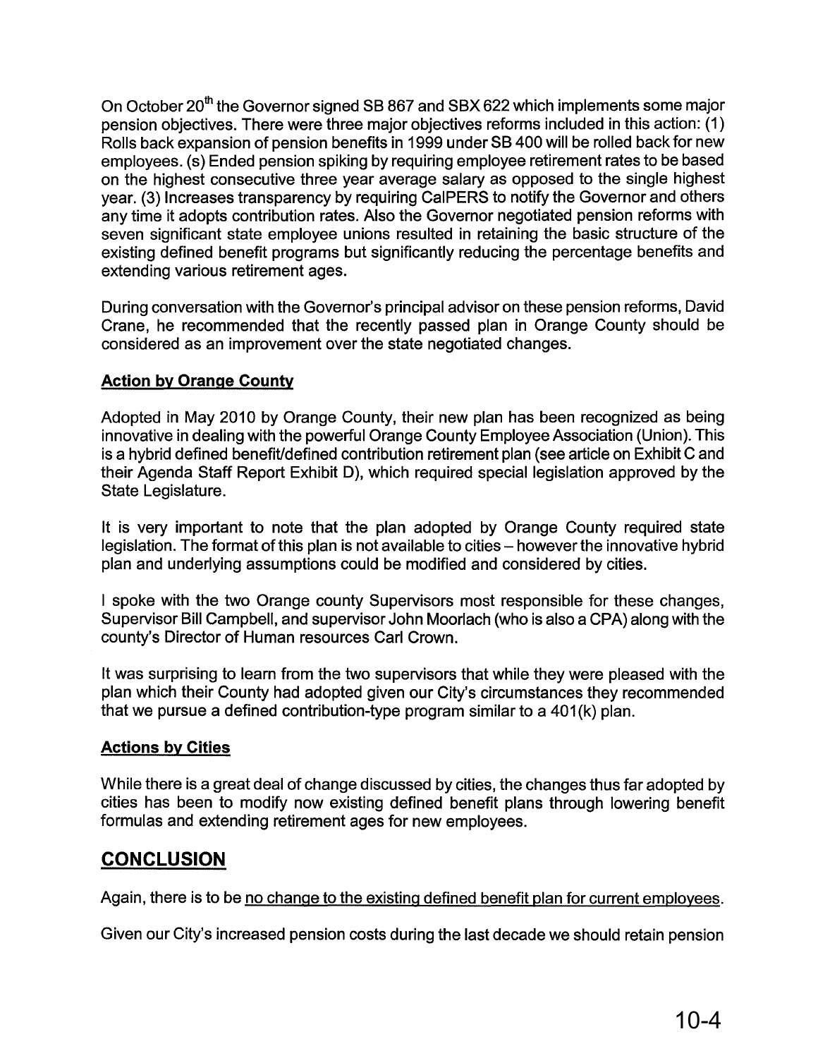On October 20th the Governor signed SB 867 and SBX 622 which implements some major pension objectives. There were three major objectives reforms included in this action: (1) Rolls back expansion of pension benefits in 1999 under SB 400 will be rolled back for new employees. (s) Ended pension spiking by requiring employee retirement rates to be based on the highest consecutive three year average salary as opposed to the single highest year. (3) Increases transparency by requiring CalPERS to notify the Governor and others any time it adopts contribution rates. Also the Governor negotiated pension reforms with seven significant state employee unions resulted in retaining the basic structure of the existing defined benefit programs but significantly reducing the percentage benefits and extending various retirement ages.

During conversation with the Governor's principal advisor on these pension reforms, David Crane, he recommended that the recently passed plan in Orange County should be considered as an improvement over the state negotiated changes.

**Action by Orange County**

Adopted in May 2010 by Orange County, their new plan has been recognized as being innovative in dealing with the powerful Orange County Employee Association (Union). This is a hybrid defined benefit/defined contribution retirement plan (see article on Exhibit C and their Agenda Staff Report Exhibit D), which required special legislation approved by the State Legislature.

It is very important to note that the plan adopted by Orange County required state legislation. The format of this plan is not available to cities – however the innovative hybrid plan and underlying assumptions could be modified and considered by cities.

I spoke with the two Orange county Supervisors most responsible for these changes, Supervisor Bill Campbell, and supervisor John Moorlach (who is also a CPA) along with the county's Director of Human resources Carl Crown.

It was surprising to learn from the two supervisors that while they were pleased with the plan which their County had adopted given our City's circumstances they recommended that we pursue a defined contribution-type program similar to a 401(k) plan.

**Actions by Cities**

While there is a great deal of change discussed by cities, the changes thus far adopted by cities has been to modify now existing defined benefit plans through lowering benefit formulas and extending retirement ages for new employees.

## CONCLUSION

Again, there is to be no change to the existing defined benefit plan for current employees.

Given our City's increased pension costs during the last decade we should retain pension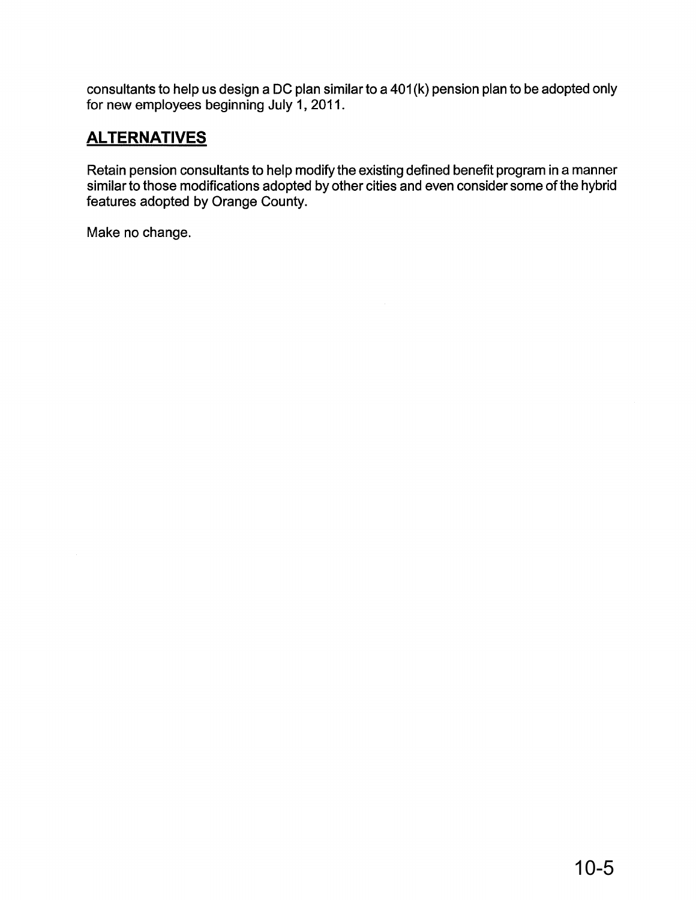consultants to help us design a DC plan similar to a 401(k) pension plan to be adopted only for new employees beginning July 1, 2011.

## ALTERNATIVES

Retain pension consultants to help modify the existing defined benefit program in a manner similar to those modifications adopted by other cities and even consider some of the hybrid features adopted by Orange County.

Make no change.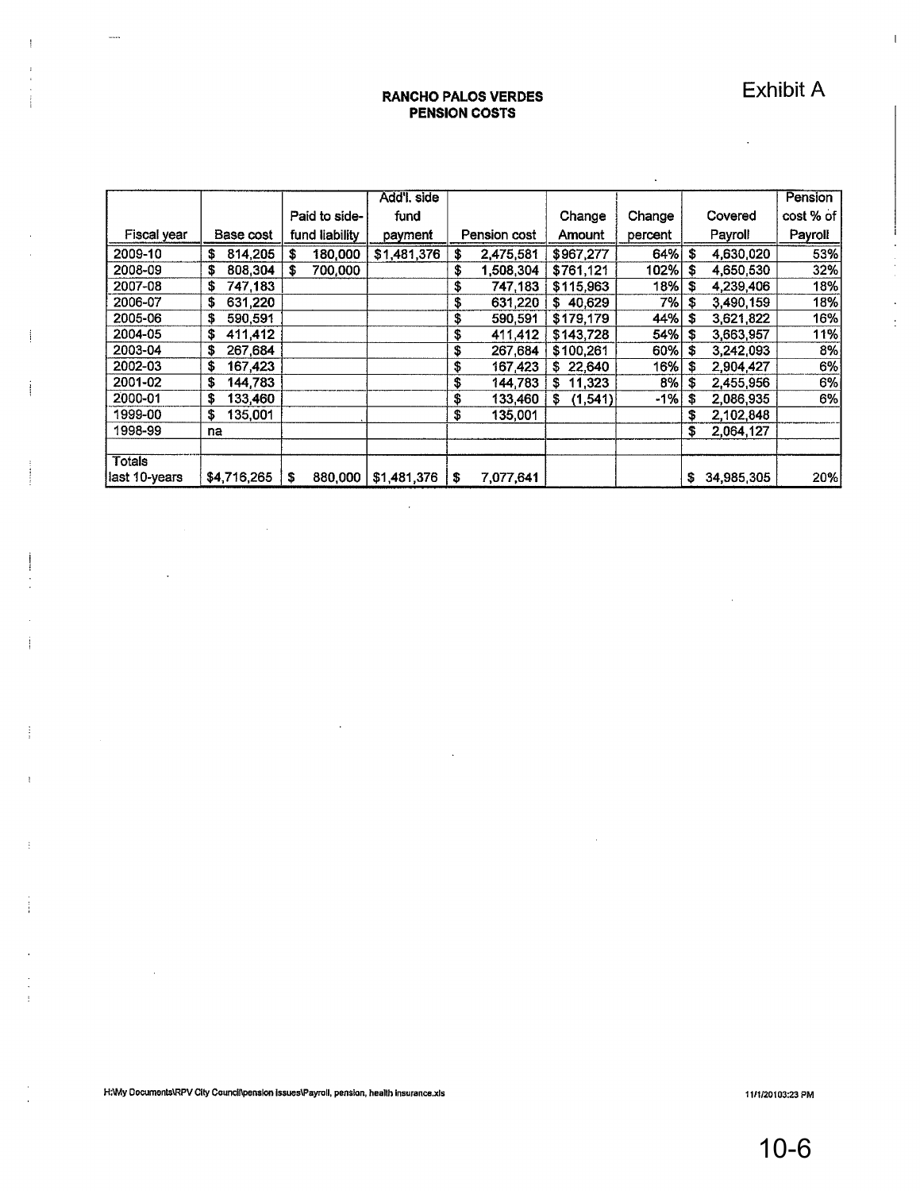Exhibit A

# RANCHO PALOS VERDES
## PENSION COSTS

| Fiscal year | Base cost | Paid to side-fund liability | Add'l. side fund payment | Pension cost | Change Amount | Change percent | Covered Payroll | Pension cost % of Payroll |
|---|---|---|---|---|---|---|---|---|
| 2009-10 | $ 814,205 | $ 180,000 | $1,481,376 | $ 2,475,581 | $967,277 | 64% | $ 4,630,020 | 53% |
| 2008-09 | $ 808,304 | $ 700,000 | | $ 1,508,304 | $761,121 | 102% | $ 4,650,530 | 32% |
| 2007-08 | $ 747,183 | | | $ 747,183 | $115,963 | 18% | $ 4,239,406 | 18% |
| 2006-07 | $ 631,220 | | | $ 631,220 | $ 40,629 | 7% | $ 3,490,159 | 18% |
| 2005-06 | $ 590,591 | | | $ 590,591 | $179,179 | 44% | $ 3,621,822 | 16% |
| 2004-05 | $ 411,412 | | | $ 411,412 | $143,728 | 54% | $ 3,663,957 | 11% |
| 2003-04 | $ 267,684 | | | $ 267,684 | $100,261 | 60% | $ 3,242,093 | 8% |
| 2002-03 | $ 167,423 | | | $ 167,423 | $ 22,640 | 16% | $ 2,904,427 | 6% |
| 2001-02 | $ 144,783 | | | $ 144,783 | $ 11,323 | 8% | $ 2,455,956 | 6% |
| 2000-01 | $ 133,460 | | | $ 133,460 | $ (1,541) | -1% | $ 2,086,935 | 6% |
| 1999-00 | $ 135,001 | | | $ 135,001 | | | $ 2,102,848 | |
| 1998-99 | na | | | | | | $ 2,064,127 | |
| | | | | | | | | |
| Totals last 10-years | $4,716,265 | $ 880,000 | $1,481,376 | $ 7,077,641 | | | $ 34,985,305 | 20% |

H:\My Documents\RPV City Council\pension issues\Payroll, pension, health insurance.xls

11/1/20103:23 PM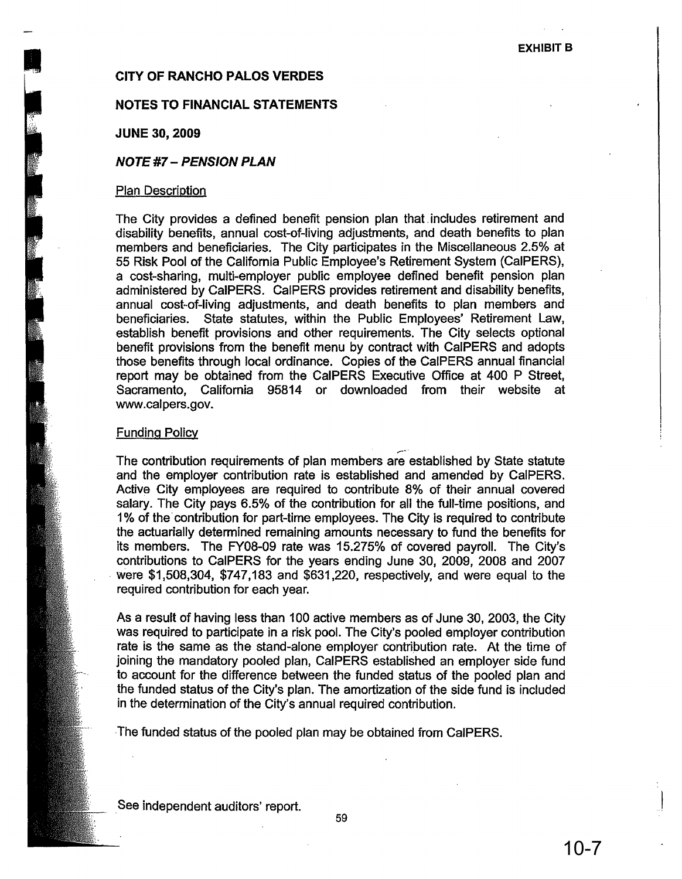EXHIBIT B

**CITY OF RANCHO PALOS VERDES**

**NOTES TO FINANCIAL STATEMENTS**

**JUNE 30, 2009**

***NOTE #7 – PENSION PLAN***

Plan Description

The City provides a defined benefit pension plan that includes retirement and disability benefits, annual cost-of-living adjustments, and death benefits to plan members and beneficiaries. The City participates in the Miscellaneous 2.5% at 55 Risk Pool of the California Public Employee's Retirement System (CalPERS), a cost-sharing, multi-employer public employee defined benefit pension plan administered by CalPERS. CalPERS provides retirement and disability benefits, annual cost-of-living adjustments, and death benefits to plan members and beneficiaries. State statutes, within the Public Employees' Retirement Law, establish benefit provisions and other requirements. The City selects optional benefit provisions from the benefit menu by contract with CalPERS and adopts those benefits through local ordinance. Copies of the CalPERS annual financial report may be obtained from the CalPERS Executive Office at 400 P Street, Sacramento, California 95814 or downloaded from their website at www.calpers.gov.

Funding Policy

The contribution requirements of plan members are established by State statute and the employer contribution rate is established and amended by CalPERS. Active City employees are required to contribute 8% of their annual covered salary. The City pays 6.5% of the contribution for all the full-time positions, and 1% of the contribution for part-time employees. The City is required to contribute the actuarially determined remaining amounts necessary to fund the benefits for its members. The FY08-09 rate was 15.275% of covered payroll. The City's contributions to CalPERS for the years ending June 30, 2009, 2008 and 2007 were $1,508,304, $747,183 and $631,220, respectively, and were equal to the required contribution for each year.

As a result of having less than 100 active members as of June 30, 2003, the City was required to participate in a risk pool. The City's pooled employer contribution rate is the same as the stand-alone employer contribution rate. At the time of joining the mandatory pooled plan, CalPERS established an employer side fund to account for the difference between the funded status of the pooled plan and the funded status of the City's plan. The amortization of the side fund is included in the determination of the City's annual required contribution.

The funded status of the pooled plan may be obtained from CalPERS.

See independent auditors' report.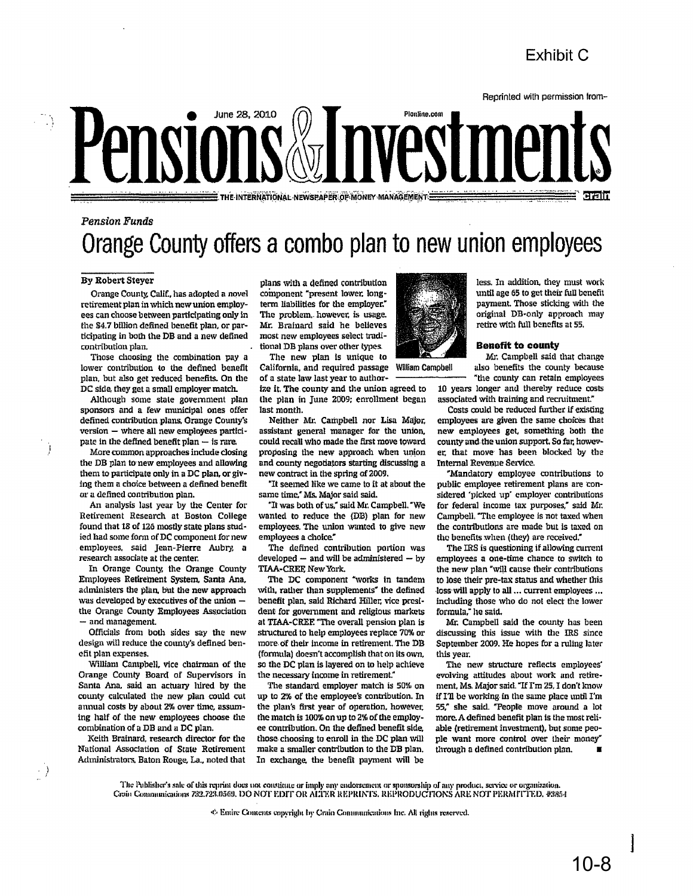Exhibit C

Reprinted with permission from–

June 28, 2010 — PIonline.com

# Pensions & Investments

THE INTERNATIONAL NEWSPAPER OF MONEY MANAGEMENT

*Pension Funds*

## Orange County offers a combo plan to new union employees

**By Robert Steyer**

Orange County, Calif., has adopted a novel retirement plan in which new union employees can choose between participating only in the $4.7 billion defined benefit plan, or participating in both the DB and a new defined contribution plan.

Those choosing the combination pay a lower contribution to the defined benefit plan, but also get reduced benefits. On the DC side, they get a small employer match.

Although some state government plan sponsors and a few municipal ones offer defined contribution plans, Orange County's version — where all new employees participate in the defined benefit plan — is rare.

More common approaches include closing the DB plan to new employees and allowing them to participate only in a DC plan, or giving them a choice between a defined benefit or a defined contribution plan.

An analysis last year by the Center for Retirement Research at Boston College found that 18 of 126 mostly state plans studied had some form of DC component for new employees, said Jean-Pierre Aubry, a research associate at the center.

In Orange County, the Orange County Employees Retirement System, Santa Ana, administers the plan, but the new approach was developed by executives of the union — the Orange County Employees Association — and management.

Officials from both sides say the new design will reduce the county's defined benefit plan expenses.

William Campbell, vice chairman of the Orange County Board of Supervisors in Santa Ana, said an actuary hired by the county calculated the new plan could cut annual costs by about 2% over time, assuming half of the new employees choose the combination of a DB and a DC plan.

Keith Brainard, research director for the National Association of State Retirement Administrators, Baton Rouge, La., noted that plans with a defined contribution component "present lower, long-term liabilities for the employer." The problem, however, is usage. Mr. Brainard said he believes most new employees select traditional DB plans over other types.

The new plan is unique to California, and required passage of a state law last year to authorize it. The county and the union agreed to the plan in June 2009; enrollment began last month.

Neither Mr. Campbell nor Lisa Major, assistant general manager for the union, could recall who made the first move toward proposing the new approach when union and county negotiators starting discussing a new contract in the spring of 2009.

"It seemed like we came to it at about the same time," Ms. Major said said.

"It was both of us," said Mr. Campbell. "We wanted to reduce the (DB) plan for new employees. The union wanted to give new employees a choice."

The defined contribution portion was developed — and will be administered — by TIAA-CREF, New York.

The DC component "works in tandem with, rather than supplements" the defined benefit plan, said Richard Hiller, vice president for government and religious markets at TIAA-CREF. "The overall pension plan is structured to help employees replace 70% or more of their income in retirement. The DB (formula) doesn't accomplish that on its own, so the DC plan is layered on to help achieve the necessary income in retirement."

The standard employer match is 50% on up to 2% of the employee's contribution. In the plan's first year of operation, however, the match is 100% on up to 2% of the employee contribution. On the defined benefit side, those choosing to enroll in the DC plan will make a smaller contribution to the DB plan. In exchange, the benefit payment will be less. In addition, they must work until age 65 to get their full benefit payment. Those sticking with the original DB-only approach may retire with full benefits at 55.

William Campbell

### Benefit to county

Mr. Campbell said that change also benefits the county because "the county can retain employees 10 years longer and thereby reduce costs associated with training and recruitment."

Costs could be reduced further if existing employees are given the same choices that new employees get, something both the county and the union support. So far, however, that move has been blocked by the Internal Revenue Service.

"Mandatory employee contributions to public employee retirement plans are considered 'picked up' employer contributions for federal income tax purposes," said Mr. Campbell. "The employee is not taxed when the contributions are made but is taxed on the benefits when (they) are received."

The IRS is questioning if allowing current employees a one-time chance to switch to the new plan "will cause their contributions to lose their pre-tax status and whether this loss will apply to all ... current employees ... including those who do not elect the lower formula," he said.

Mr. Campbell said the county has been discussing this issue with the IRS since September 2009. He hopes for a ruling later this year.

The new structure reflects employees' evolving attitudes about work and retirement, Ms. Major said. "If I'm 25, I don't know if I'll be working in the same place until I'm 55," she said. "People move around a lot more. A defined benefit plan is the most reliable (retirement investment), but some people want more control over their money" through a defined contribution plan. ■

The Publisher's sale of this reprint does not constitute or imply any endorsement or sponsorship of any product, service or organization. Crain Communications 732.723.0569. DO NOT EDIT OR ALTER REPRINTS. REPRODUCTIONS ARE NOT PERMITTED. #3854

© Entire Contents copyright by Crain Communications Inc. All rights reserved.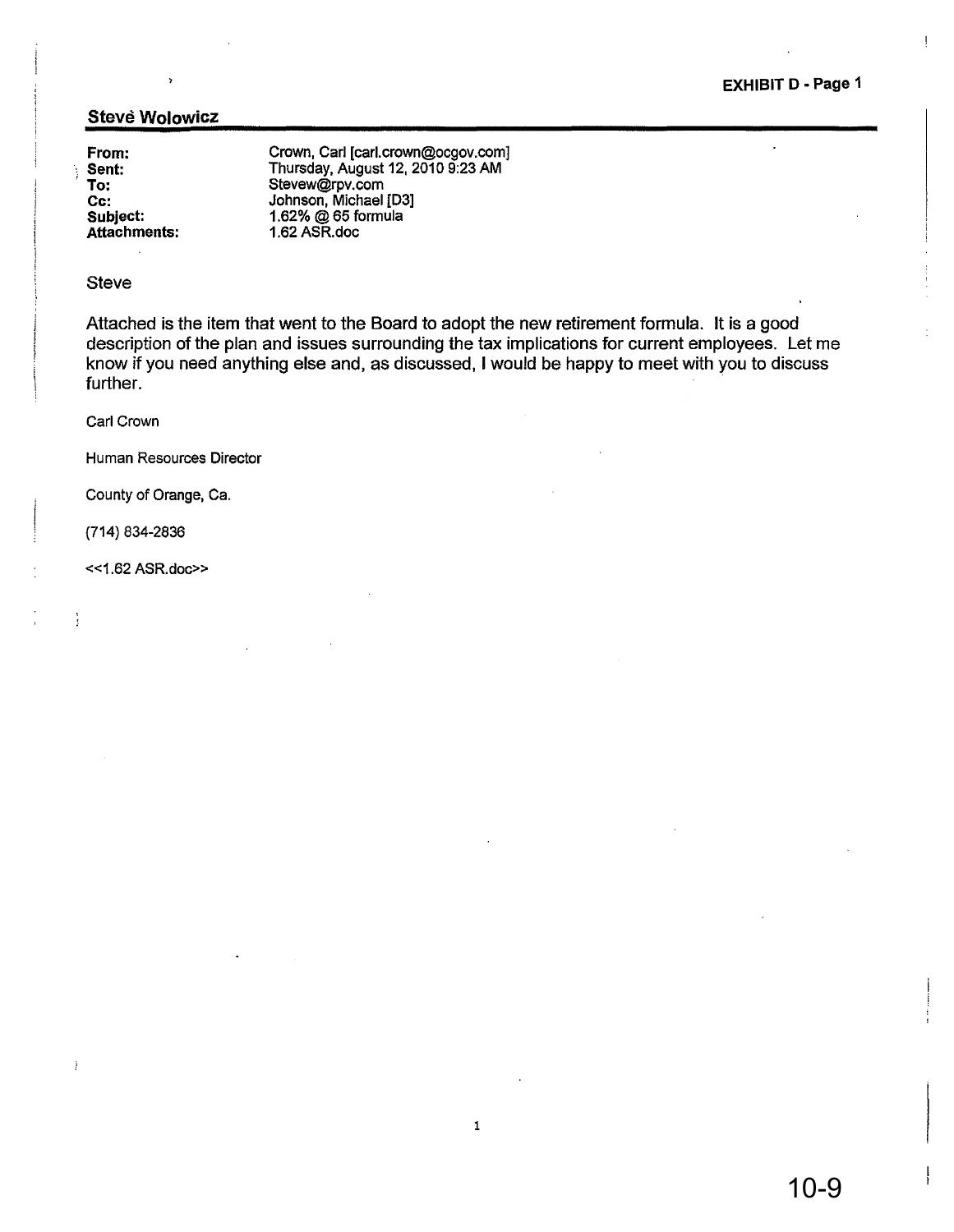EXHIBIT D - Page 1

**Steve Wolowicz**

| | |
|---|---|
| **From:** | Crown, Carl [carl.crown@ocgov.com] |
| **Sent:** | Thursday, August 12, 2010 9:23 AM |
| **To:** | Stevew@rpv.com |
| **Cc:** | Johnson, Michael [D3] |
| **Subject:** | 1.62% @ 65 formula |
| **Attachments:** | 1.62 ASR.doc |

Steve

Attached is the item that went to the Board to adopt the new retirement formula. It is a good description of the plan and issues surrounding the tax implications for current employees. Let me know if you need anything else and, as discussed, I would be happy to meet with you to discuss further.

Carl Crown

Human Resources Director

County of Orange, Ca.

(714) 834-2836

<<1.62 ASR.doc>>

10-9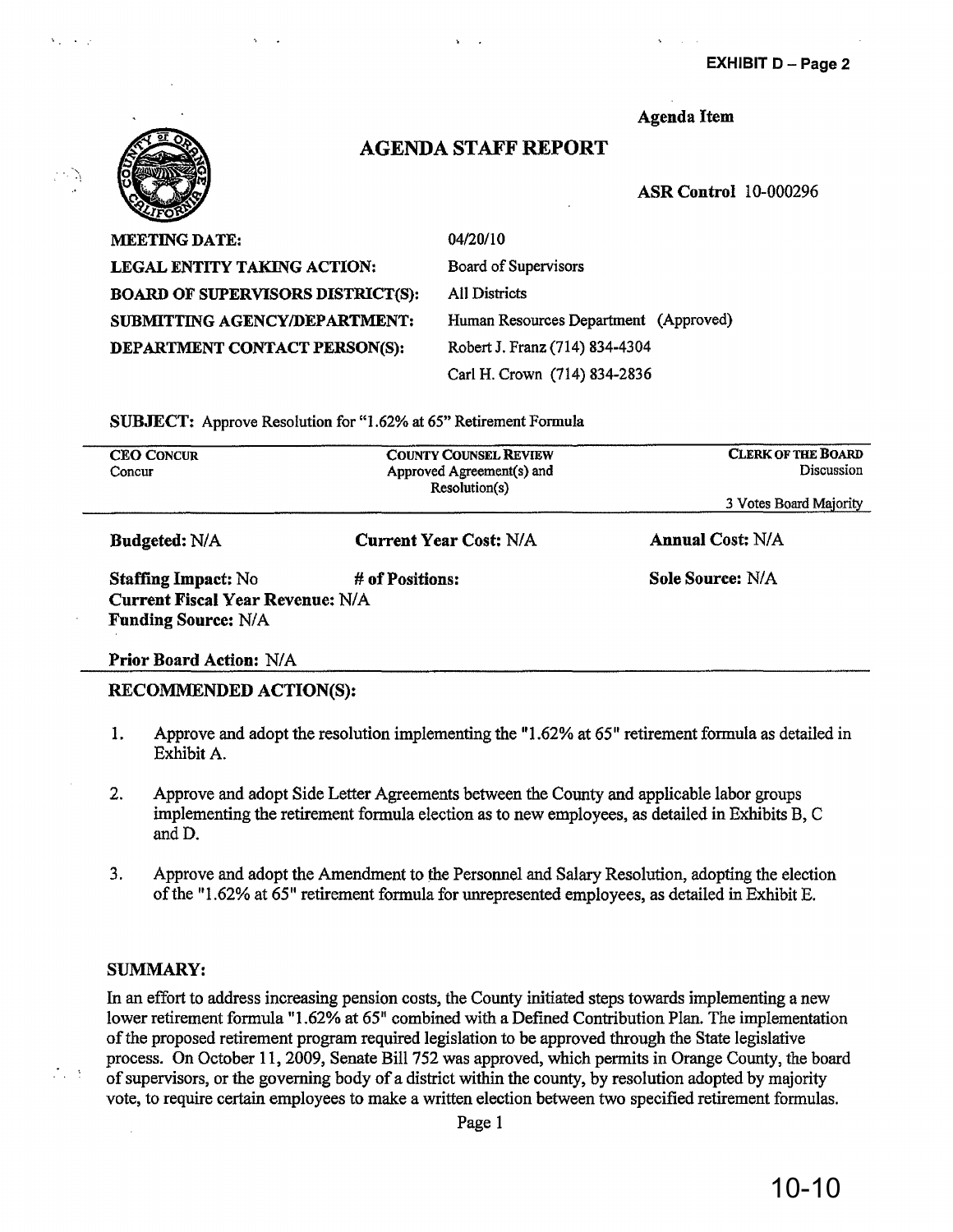EXHIBIT D – Page 2

Agenda Item

# AGENDA STAFF REPORT

ASR Control 10-000296

| | |
|---|---|
| **MEETING DATE:** | 04/20/10 |
| **LEGAL ENTITY TAKING ACTION:** | Board of Supervisors |
| **BOARD OF SUPERVISORS DISTRICT(S):** | All Districts |
| **SUBMITTING AGENCY/DEPARTMENT:** | Human Resources Department (Approved) |
| **DEPARTMENT CONTACT PERSON(S):** | Robert J. Franz (714) 834-4304 |
| | Carl H. Crown (714) 834-2836 |

**SUBJECT:** Approve Resolution for "1.62% at 65" Retirement Formula

| CEO CONCUR | COUNTY COUNSEL REVIEW | CLERK OF THE BOARD |
|---|---|---|
| Concur | Approved Agreement(s) and Resolution(s) | Discussion |
| | | 3 Votes Board Majority |

**Budgeted:** N/A **Current Year Cost:** N/A **Annual Cost:** N/A

**Staffing Impact:** No **# of Positions:** **Sole Source:** N/A

**Current Fiscal Year Revenue:** N/A

**Funding Source:** N/A

**Prior Board Action:** N/A

## RECOMMENDED ACTION(S):

1. Approve and adopt the resolution implementing the "1.62% at 65" retirement formula as detailed in Exhibit A.
2. Approve and adopt Side Letter Agreements between the County and applicable labor groups implementing the retirement formula election as to new employees, as detailed in Exhibits B, C and D.
3. Approve and adopt the Amendment to the Personnel and Salary Resolution, adopting the election of the "1.62% at 65" retirement formula for unrepresented employees, as detailed in Exhibit E.

## SUMMARY:

In an effort to address increasing pension costs, the County initiated steps towards implementing a new lower retirement formula "1.62% at 65" combined with a Defined Contribution Plan. The implementation of the proposed retirement program required legislation to be approved through the State legislative process. On October 11, 2009, Senate Bill 752 was approved, which permits in Orange County, the board of supervisors, or the governing body of a district within the county, by resolution adopted by majority vote, to require certain employees to make a written election between two specified retirement formulas.

10-10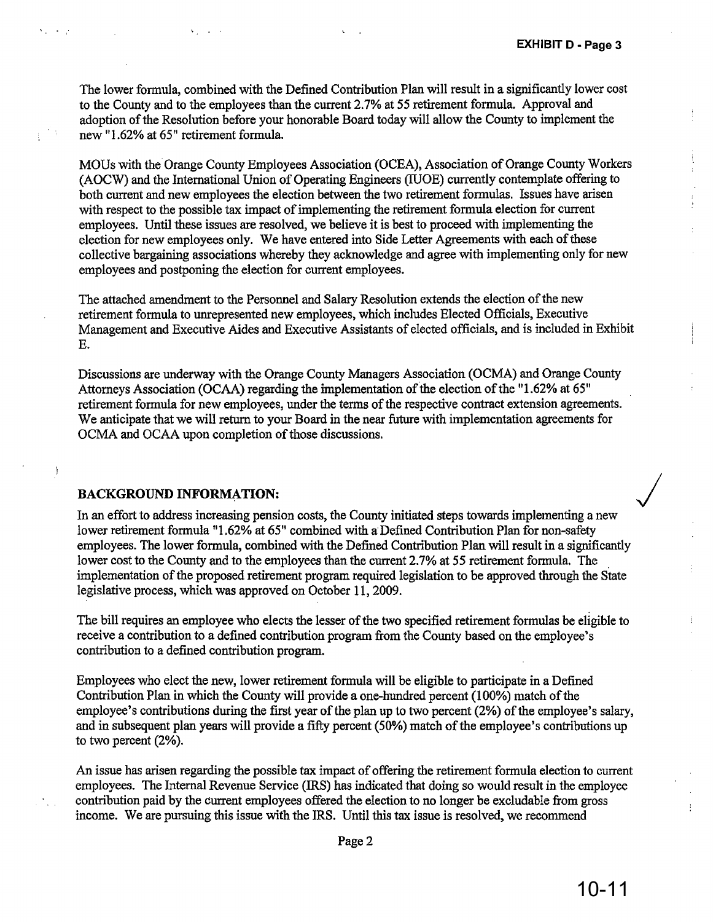The lower formula, combined with the Defined Contribution Plan will result in a significantly lower cost to the County and to the employees than the current 2.7% at 55 retirement formula. Approval and adoption of the Resolution before your honorable Board today will allow the County to implement the new "1.62% at 65" retirement formula.

MOUs with the Orange County Employees Association (OCEA), Association of Orange County Workers (AOCW) and the International Union of Operating Engineers (IUOE) currently contemplate offering to both current and new employees the election between the two retirement formulas. Issues have arisen with respect to the possible tax impact of implementing the retirement formula election for current employees. Until these issues are resolved, we believe it is best to proceed with implementing the election for new employees only. We have entered into Side Letter Agreements with each of these collective bargaining associations whereby they acknowledge and agree with implementing only for new employees and postponing the election for current employees.

The attached amendment to the Personnel and Salary Resolution extends the election of the new retirement formula to unrepresented new employees, which includes Elected Officials, Executive Management and Executive Aides and Executive Assistants of elected officials, and is included in Exhibit E.

Discussions are underway with the Orange County Managers Association (OCMA) and Orange County Attorneys Association (OCAA) regarding the implementation of the election of the "1.62% at 65" retirement formula for new employees, under the terms of the respective contract extension agreements. We anticipate that we will return to your Board in the near future with implementation agreements for OCMA and OCAA upon completion of those discussions.

**BACKGROUND INFORMATION:**

In an effort to address increasing pension costs, the County initiated steps towards implementing a new lower retirement formula "1.62% at 65" combined with a Defined Contribution Plan for non-safety employees. The lower formula, combined with the Defined Contribution Plan will result in a significantly lower cost to the County and to the employees than the current 2.7% at 55 retirement formula. The implementation of the proposed retirement program required legislation to be approved through the State legislative process, which was approved on October 11, 2009.

The bill requires an employee who elects the lesser of the two specified retirement formulas be eligible to receive a contribution to a defined contribution program from the County based on the employee's contribution to a defined contribution program.

Employees who elect the new, lower retirement formula will be eligible to participate in a Defined Contribution Plan in which the County will provide a one-hundred percent (100%) match of the employee's contributions during the first year of the plan up to two percent (2%) of the employee's salary, and in subsequent plan years will provide a fifty percent (50%) match of the employee's contributions up to two percent (2%).

An issue has arisen regarding the possible tax impact of offering the retirement formula election to current employees. The Internal Revenue Service (IRS) has indicated that doing so would result in the employee contribution paid by the current employees offered the election to no longer be excludable from gross income. We are pursuing this issue with the IRS. Until this tax issue is resolved, we recommend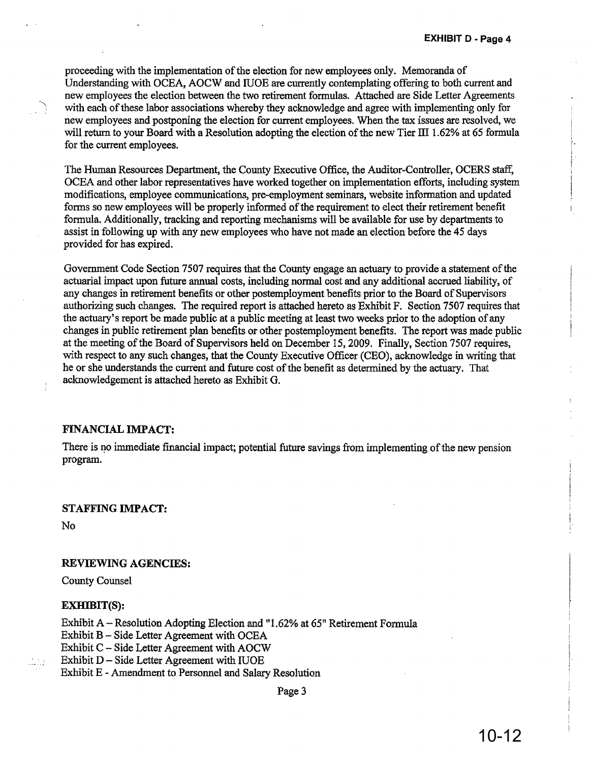proceeding with the implementation of the election for new employees only. Memoranda of Understanding with OCEA, AOCW and IUOE are currently contemplating offering to both current and new employees the election between the two retirement formulas. Attached are Side Letter Agreements with each of these labor associations whereby they acknowledge and agree with implementing only for new employees and postponing the election for current employees. When the tax issues are resolved, we will return to your Board with a Resolution adopting the election of the new Tier III 1.62% at 65 formula for the current employees.

The Human Resources Department, the County Executive Office, the Auditor-Controller, OCERS staff, OCEA and other labor representatives have worked together on implementation efforts, including system modifications, employee communications, pre-employment seminars, website information and updated forms so new employees will be properly informed of the requirement to elect their retirement benefit formula. Additionally, tracking and reporting mechanisms will be available for use by departments to assist in following up with any new employees who have not made an election before the 45 days provided for has expired.

Government Code Section 7507 requires that the County engage an actuary to provide a statement of the actuarial impact upon future annual costs, including normal cost and any additional accrued liability, of any changes in retirement benefits or other postemployment benefits prior to the Board of Supervisors authorizing such changes. The required report is attached hereto as Exhibit F. Section 7507 requires that the actuary's report be made public at a public meeting at least two weeks prior to the adoption of any changes in public retirement plan benefits or other postemployment benefits. The report was made public at the meeting of the Board of Supervisors held on December 15, 2009. Finally, Section 7507 requires, with respect to any such changes, that the County Executive Officer (CEO), acknowledge in writing that he or she understands the current and future cost of the benefit as determined by the actuary. That acknowledgement is attached hereto as Exhibit G.

### FINANCIAL IMPACT:

There is no immediate financial impact; potential future savings from implementing of the new pension program.

### STAFFING IMPACT:

No

### REVIEWING AGENCIES:

County Counsel

### EXHIBIT(S):

Exhibit A – Resolution Adopting Election and "1.62% at 65" Retirement Formula
Exhibit B – Side Letter Agreement with OCEA
Exhibit C – Side Letter Agreement with AOCW
Exhibit D – Side Letter Agreement with IUOE
Exhibit E - Amendment to Personnel and Salary Resolution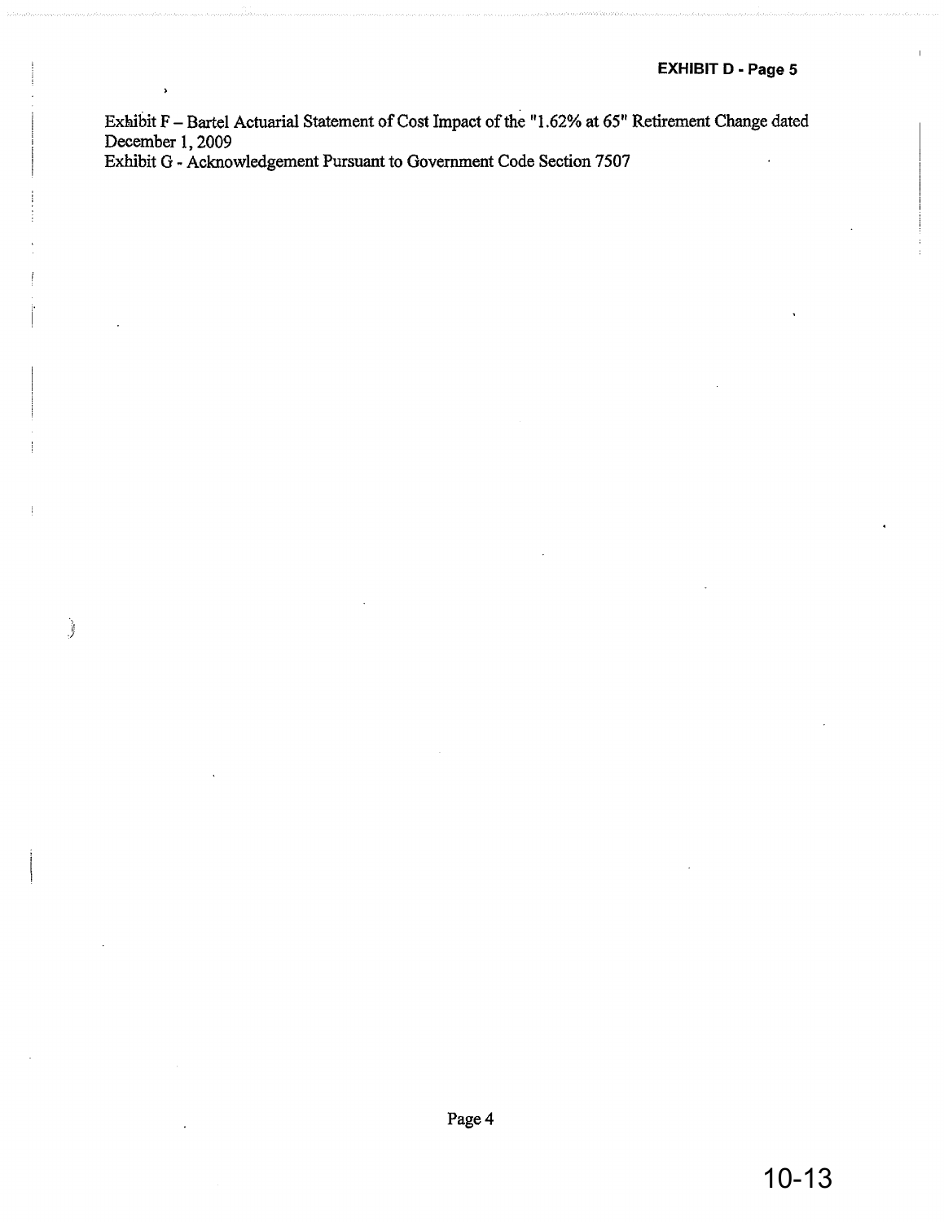Exhibit F – Bartel Actuarial Statement of Cost Impact of the "1.62% at 65" Retirement Change dated December 1, 2009

Exhibit G - Acknowledgement Pursuant to Government Code Section 7507